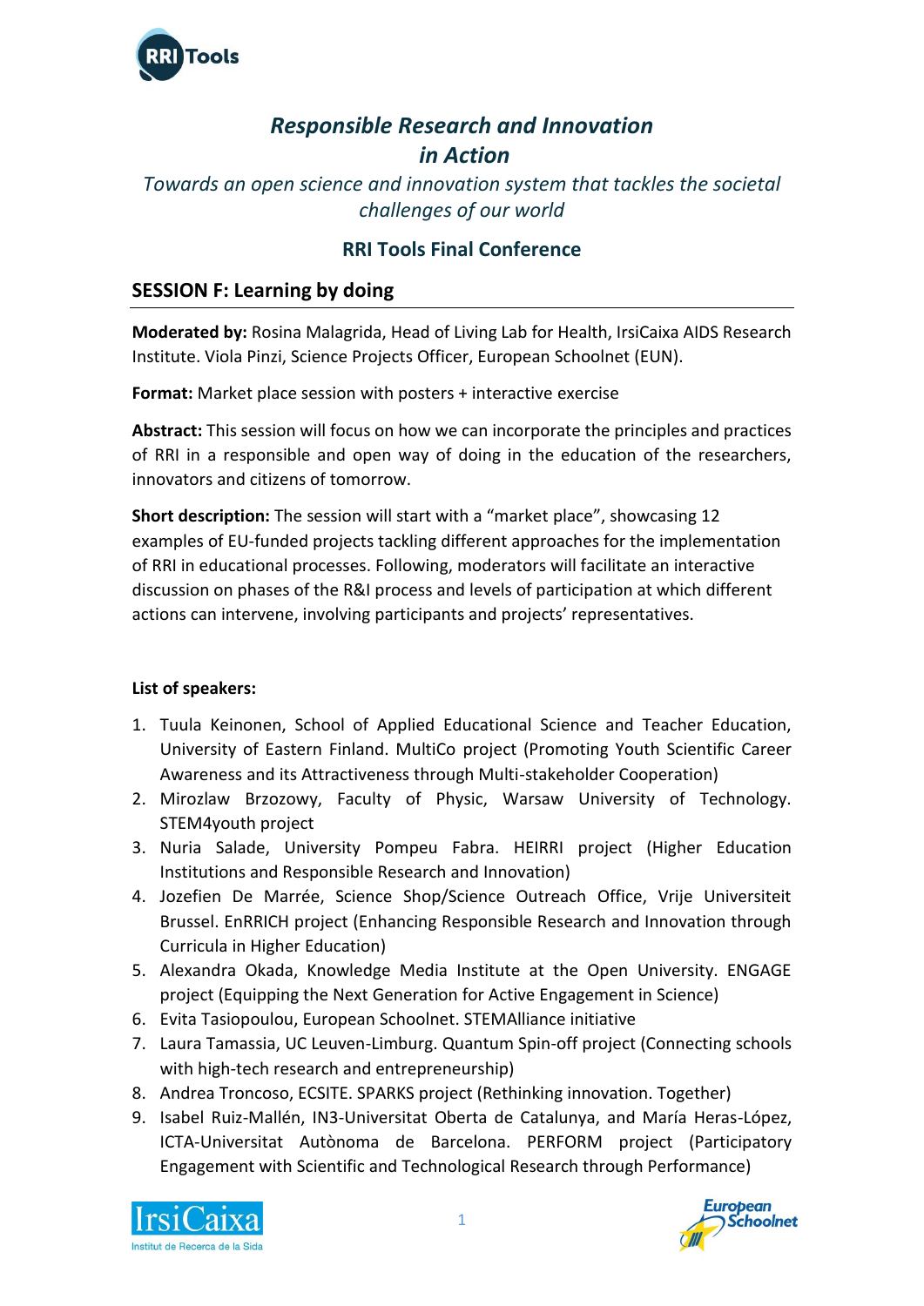# *Responsible Research and Innovation in Action*

*Towards an open science and innovation system that tackles the societal challenges of our world*

## RRI Tools Final Conference

## SESSION F: Learning by doing

**Moderated by:** Rosina Malagrida, Head of Living Lab for Health, IrsiCaixa AIDS Research Institute. Viola Pinzi, Science Projects Officer, European Schoolnet (EUN).

**Format:** Market place session with posters + interactive exercise

**Abstract:** This session will focus on how we can incorporate the principles and practices of RRI in a responsible and open way of doing in the education of the researchers, innovators and citizens of tomorrow.

**Short description:** The session will start with a "market place", showcasing 12 examples of EU-funded projects tackling different approaches for the implementation of RRI in educational processes. Following, moderators will facilitate an interactive discussion on phases of the R&I process and levels of participation at which different actions can intervene, involving participants and projects' representatives.

**List of speakers:**

1. Tuula Keinonen, School of Applied Educational Science and Teacher Education, University of Eastern Finland. MultiCo project (Promoting Youth Scientific Career Awareness and its Attractiveness through Multi-stakeholder Cooperation)
2. Mirozlaw Brzozowy, Faculty of Physic, Warsaw University of Technology. STEM4youth project
3. Nuria Salade, University Pompeu Fabra. HEIRRI project (Higher Education Institutions and Responsible Research and Innovation)
4. Jozefien De Marrée, Science Shop/Science Outreach Office, Vrije Universiteit Brussel. EnRRICH project (Enhancing Responsible Research and Innovation through Curricula in Higher Education)
5. Alexandra Okada, Knowledge Media Institute at the Open University. ENGAGE project (Equipping the Next Generation for Active Engagement in Science)
6. Evita Tasiopoulou, European Schoolnet. STEMAlliance initiative
7. Laura Tamassia, UC Leuven-Limburg. Quantum Spin-off project (Connecting schools with high-tech research and entrepreneurship)
8. Andrea Troncoso, ECSITE. SPARKS project (Rethinking innovation. Together)
9. Isabel Ruiz-Mallén, IN3-Universitat Oberta de Catalunya, and María Heras-López, ICTA-Universitat Autònoma de Barcelona. PERFORM project (Participatory Engagement with Scientific and Technological Research through Performance)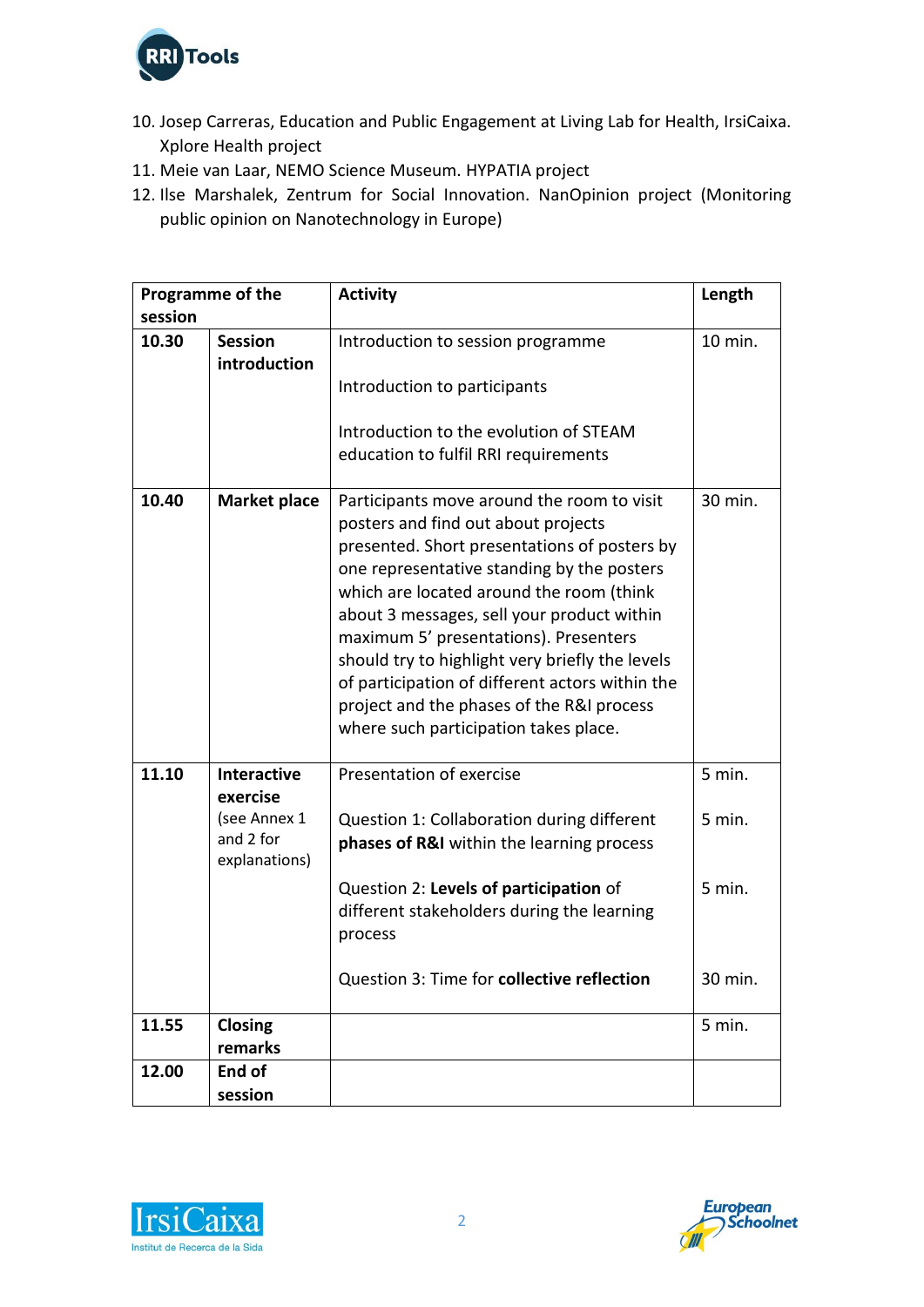10. Josep Carreras, Education and Public Engagement at Living Lab for Health, IrsiCaixa. Xplore Health project
11. Meie van Laar, NEMO Science Museum. HYPATIA project
12. Ilse Marshalek, Zentrum for Social Innovation. NanOpinion project (Monitoring public opinion on Nanotechnology in Europe)

| **Programme of the session** | | **Activity** | **Length** |
|---|---|---|---|
| **10.30** | **Session introduction** | Introduction to session programme<br><br>Introduction to participants<br><br>Introduction to the evolution of STEAM education to fulfil RRI requirements | 10 min. |
| **10.40** | **Market place** | Participants move around the room to visit posters and find out about projects presented. Short presentations of posters by one representative standing by the posters which are located around the room (think about 3 messages, sell your product within maximum 5' presentations). Presenters should try to highlight very briefly the levels of participation of different actors within the project and the phases of the R&I process where such participation takes place. | 30 min. |
| **11.10** | **Interactive exercise** (see Annex 1 and 2 for explanations) | Presentation of exercise<br><br>Question 1: Collaboration during different **phases of R&I** within the learning process<br><br>Question 2: **Levels of participation** of different stakeholders during the learning process<br><br>Question 3: Time for **collective reflection** | 5 min.<br><br>5 min.<br><br>5 min.<br><br>30 min. |
| **11.55** | **Closing remarks** | | 5 min. |
| **12.00** | **End of session** | | |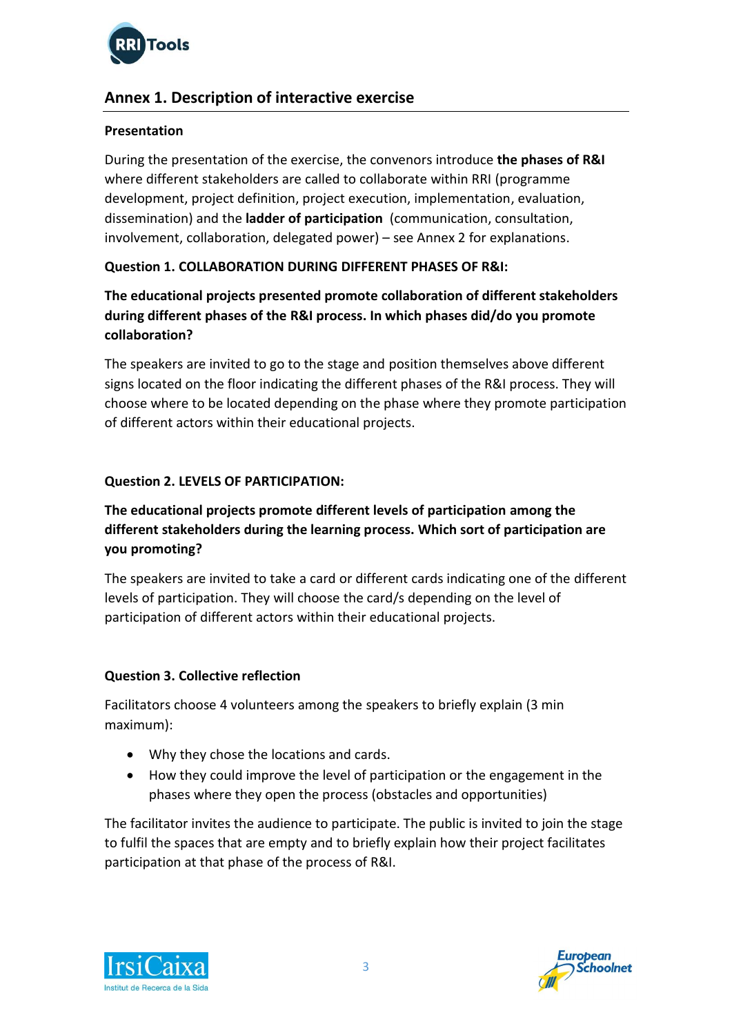## Annex 1. Description of interactive exercise

**Presentation**

During the presentation of the exercise, the convenors introduce **the phases of R&I** where different stakeholders are called to collaborate within RRI (programme development, project definition, project execution, implementation, evaluation, dissemination) and the **ladder of participation** (communication, consultation, involvement, collaboration, delegated power) – see Annex 2 for explanations.

**Question 1. COLLABORATION DURING DIFFERENT PHASES OF R&I:**

**The educational projects presented promote collaboration of different stakeholders during different phases of the R&I process. In which phases did/do you promote collaboration?**

The speakers are invited to go to the stage and position themselves above different signs located on the floor indicating the different phases of the R&I process. They will choose where to be located depending on the phase where they promote participation of different actors within their educational projects.

**Question 2. LEVELS OF PARTICIPATION:**

**The educational projects promote different levels of participation among the different stakeholders during the learning process. Which sort of participation are you promoting?**

The speakers are invited to take a card or different cards indicating one of the different levels of participation. They will choose the card/s depending on the level of participation of different actors within their educational projects.

**Question 3. Collective reflection**

Facilitators choose 4 volunteers among the speakers to briefly explain (3 min maximum):

- Why they chose the locations and cards.
- How they could improve the level of participation or the engagement in the phases where they open the process (obstacles and opportunities)

The facilitator invites the audience to participate. The public is invited to join the stage to fulfil the spaces that are empty and to briefly explain how their project facilitates participation at that phase of the process of R&I.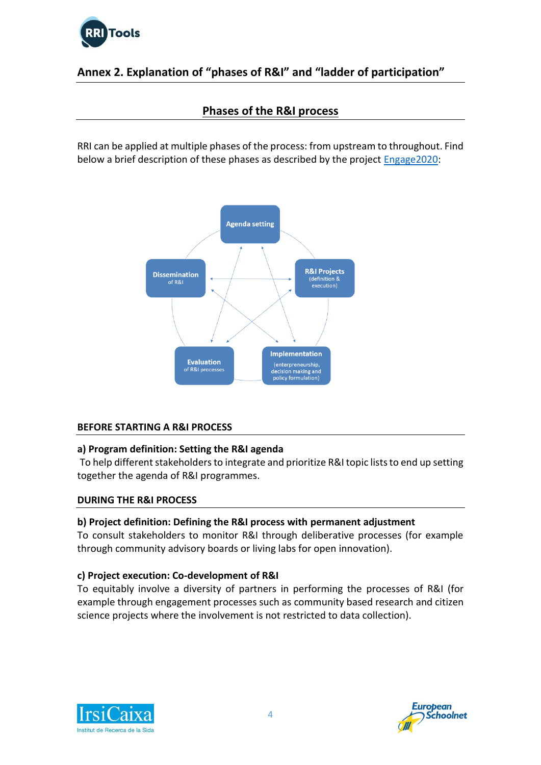## Annex 2. Explanation of "phases of R&I" and "ladder of participation"

### Phases of the R&I process

RRI can be applied at multiple phases of the process: from upstream to throughout. Find below a brief description of these phases as described by the project [Engage2020]:

Agenda setting

R&I Projects (definition & execution)

Implementation (enterpreneurship, decision making and policy formulation)

Evaluation of R&I processes

Dissemination of R&I

#### BEFORE STARTING A R&I PROCESS

**a) Program definition: Setting the R&I agenda**

To help different stakeholders to integrate and prioritize R&I topic lists to end up setting together the agenda of R&I programmes.

#### DURING THE R&I PROCESS

**b) Project definition: Defining the R&I process with permanent adjustment**

To consult stakeholders to monitor R&I through deliberative processes (for example through community advisory boards or living labs for open innovation).

**c) Project execution: Co-development of R&I**

To equitably involve a diversity of partners in performing the processes of R&I (for example through engagement processes such as community based research and citizen science projects where the involvement is not restricted to data collection).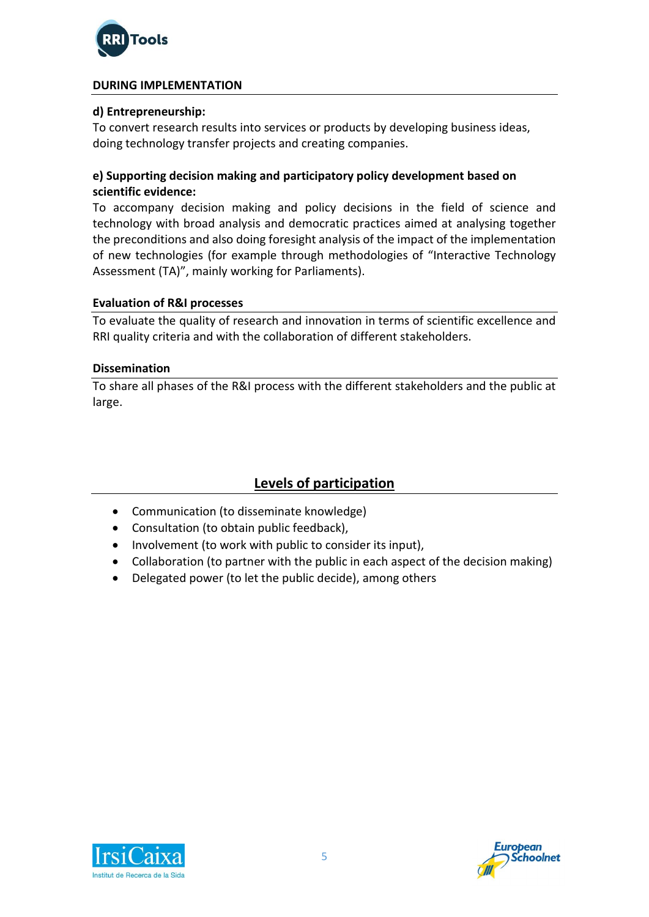## DURING IMPLEMENTATION

**d) Entrepreneurship:**
To convert research results into services or products by developing business ideas, doing technology transfer projects and creating companies.

**e) Supporting decision making and participatory policy development based on scientific evidence:**
To accompany decision making and policy decisions in the field of science and technology with broad analysis and democratic practices aimed at analysing together the preconditions and also doing foresight analysis of the impact of the implementation of new technologies (for example through methodologies of "Interactive Technology Assessment (TA)", mainly working for Parliaments).

### Evaluation of R&I processes

To evaluate the quality of research and innovation in terms of scientific excellence and RRI quality criteria and with the collaboration of different stakeholders.

### Dissemination

To share all phases of the R&I process with the different stakeholders and the public at large.

## Levels of participation

- Communication (to disseminate knowledge)
- Consultation (to obtain public feedback),
- Involvement (to work with public to consider its input),
- Collaboration (to partner with the public in each aspect of the decision making)
- Delegated power (to let the public decide), among others